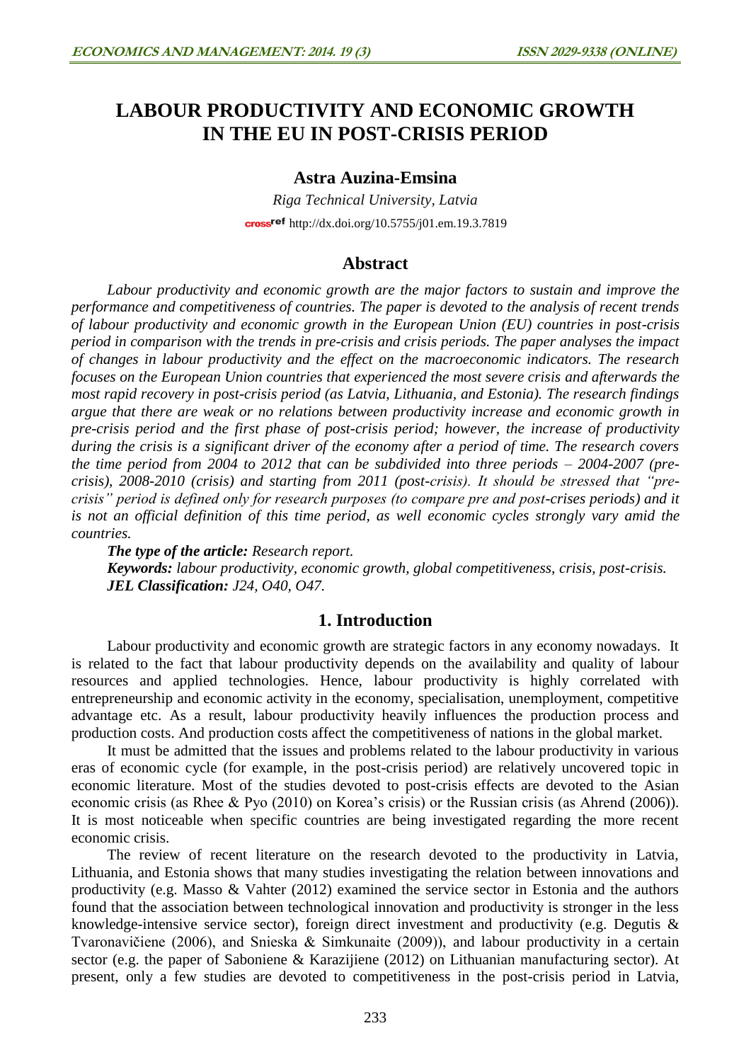# LABOUR PRODUCTIVITY AND ECONOMIC GROWTH IN THE EU IN POST-CRISIS PERIOD

**Astra Auzina-Emsina**

*Riga Technical University, Latvia*

http://dx.doi.org/10.5755/j01.em.19.3.7819

## Abstract

*Labour productivity and economic growth are the major factors to sustain and improve the performance and competitiveness of countries. The paper is devoted to the analysis of recent trends of labour productivity and economic growth in the European Union (EU) countries in post-crisis period in comparison with the trends in pre-crisis and crisis periods. The paper analyses the impact of changes in labour productivity and the effect on the macroeconomic indicators. The research focuses on the European Union countries that experienced the most severe crisis and afterwards the most rapid recovery in post-crisis period (as Latvia, Lithuania, and Estonia). The research findings argue that there are weak or no relations between productivity increase and economic growth in pre-crisis period and the first phase of post-crisis period; however, the increase of productivity during the crisis is a significant driver of the economy after a period of time. The research covers the time period from 2004 to 2012 that can be subdivided into three periods – 2004-2007 (pre-crisis), 2008-2010 (crisis) and starting from 2011 (post-crisis). It should be stressed that "pre-crisis" period is defined only for research purposes (to compare pre and post-crises periods) and it is not an official definition of this time period, as well economic cycles strongly vary amid the countries.*

***The type of the article:*** *Research report.*

***Keywords:*** *labour productivity, economic growth, global competitiveness, crisis, post-crisis.*

***JEL Classification:*** *J24, O40, O47.*

## 1. Introduction

Labour productivity and economic growth are strategic factors in any economy nowadays. It is related to the fact that labour productivity depends on the availability and quality of labour resources and applied technologies. Hence, labour productivity is highly correlated with entrepreneurship and economic activity in the economy, specialisation, unemployment, competitive advantage etc. As a result, labour productivity heavily influences the production process and production costs. And production costs affect the competitiveness of nations in the global market.

It must be admitted that the issues and problems related to the labour productivity in various eras of economic cycle (for example, in the post-crisis period) are relatively uncovered topic in economic literature. Most of the studies devoted to post-crisis effects are devoted to the Asian economic crisis (as Rhee & Pyo (2010) on Korea's crisis) or the Russian crisis (as Ahrend (2006)). It is most noticeable when specific countries are being investigated regarding the more recent economic crisis.

The review of recent literature on the research devoted to the productivity in Latvia, Lithuania, and Estonia shows that many studies investigating the relation between innovations and productivity (e.g. Masso & Vahter (2012) examined the service sector in Estonia and the authors found that the association between technological innovation and productivity is stronger in the less knowledge-intensive service sector), foreign direct investment and productivity (e.g. Degutis & Tvaronavičiene (2006), and Snieska & Simkunaite (2009)), and labour productivity in a certain sector (e.g. the paper of Saboniene & Karazijiene (2012) on Lithuanian manufacturing sector). At present, only a few studies are devoted to competitiveness in the post-crisis period in Latvia,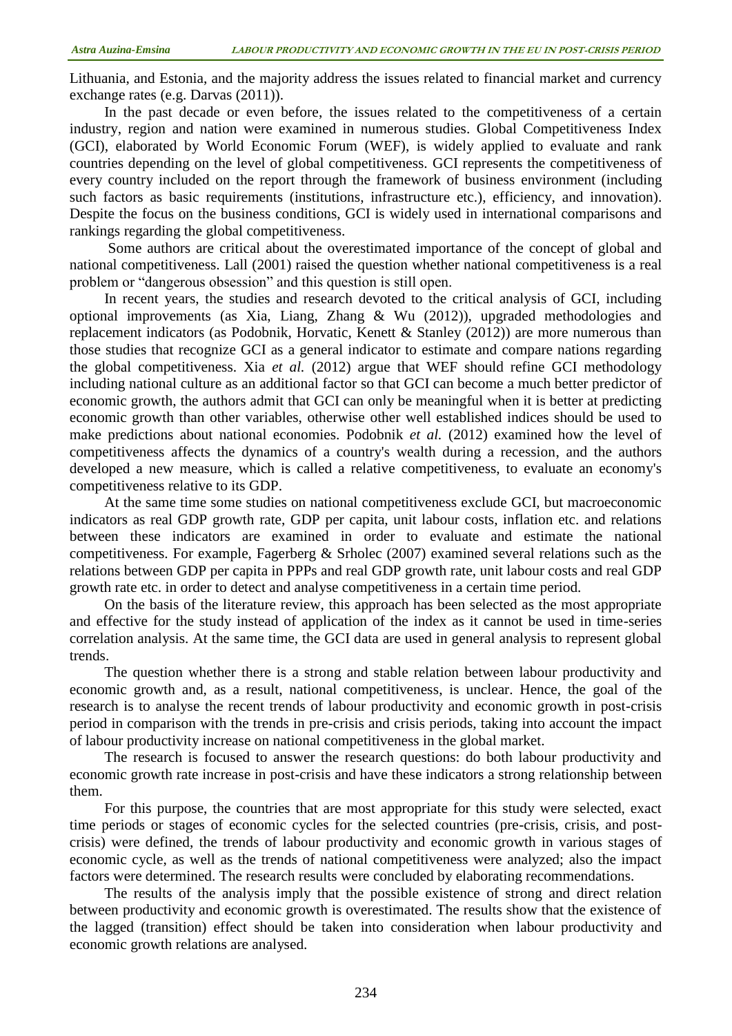Lithuania, and Estonia, and the majority address the issues related to financial market and currency exchange rates (e.g. Darvas (2011)).

In the past decade or even before, the issues related to the competitiveness of a certain industry, region and nation were examined in numerous studies. Global Competitiveness Index (GCI), elaborated by World Economic Forum (WEF), is widely applied to evaluate and rank countries depending on the level of global competitiveness. GCI represents the competitiveness of every country included on the report through the framework of business environment (including such factors as basic requirements (institutions, infrastructure etc.), efficiency, and innovation). Despite the focus on the business conditions, GCI is widely used in international comparisons and rankings regarding the global competitiveness.

Some authors are critical about the overestimated importance of the concept of global and national competitiveness. Lall (2001) raised the question whether national competitiveness is a real problem or "dangerous obsession" and this question is still open.

In recent years, the studies and research devoted to the critical analysis of GCI, including optional improvements (as Xia, Liang, Zhang & Wu (2012)), upgraded methodologies and replacement indicators (as Podobnik, Horvatic, Kenett & Stanley (2012)) are more numerous than those studies that recognize GCI as a general indicator to estimate and compare nations regarding the global competitiveness. Xia *et al.* (2012) argue that WEF should refine GCI methodology including national culture as an additional factor so that GCI can become a much better predictor of economic growth, the authors admit that GCI can only be meaningful when it is better at predicting economic growth than other variables, otherwise other well established indices should be used to make predictions about national economies. Podobnik *et al.* (2012) examined how the level of competitiveness affects the dynamics of a country's wealth during a recession, and the authors developed a new measure, which is called a relative competitiveness, to evaluate an economy's competitiveness relative to its GDP.

At the same time some studies on national competitiveness exclude GCI, but macroeconomic indicators as real GDP growth rate, GDP per capita, unit labour costs, inflation etc. and relations between these indicators are examined in order to evaluate and estimate the national competitiveness. For example, Fagerberg & Srholec (2007) examined several relations such as the relations between GDP per capita in PPPs and real GDP growth rate, unit labour costs and real GDP growth rate etc. in order to detect and analyse competitiveness in a certain time period.

On the basis of the literature review, this approach has been selected as the most appropriate and effective for the study instead of application of the index as it cannot be used in time-series correlation analysis. At the same time, the GCI data are used in general analysis to represent global trends.

The question whether there is a strong and stable relation between labour productivity and economic growth and, as a result, national competitiveness, is unclear. Hence, the goal of the research is to analyse the recent trends of labour productivity and economic growth in post-crisis period in comparison with the trends in pre-crisis and crisis periods, taking into account the impact of labour productivity increase on national competitiveness in the global market.

The research is focused to answer the research questions: do both labour productivity and economic growth rate increase in post-crisis and have these indicators a strong relationship between them.

For this purpose, the countries that are most appropriate for this study were selected, exact time periods or stages of economic cycles for the selected countries (pre-crisis, crisis, and post-crisis) were defined, the trends of labour productivity and economic growth in various stages of economic cycle, as well as the trends of national competitiveness were analyzed; also the impact factors were determined. The research results were concluded by elaborating recommendations.

The results of the analysis imply that the possible existence of strong and direct relation between productivity and economic growth is overestimated. The results show that the existence of the lagged (transition) effect should be taken into consideration when labour productivity and economic growth relations are analysed.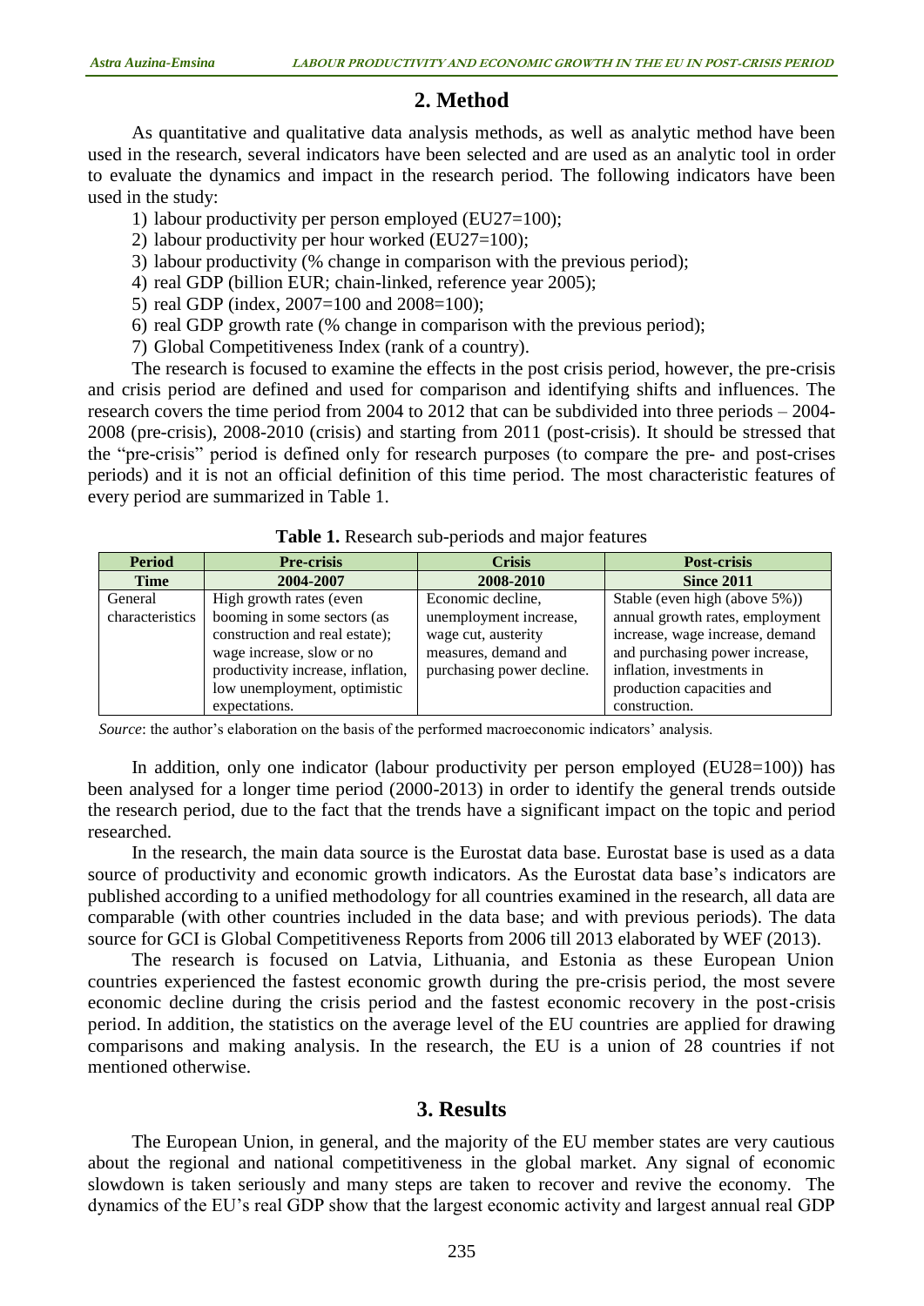## 2. Method

As quantitative and qualitative data analysis methods, as well as analytic method have been used in the research, several indicators have been selected and are used as an analytic tool in order to evaluate the dynamics and impact in the research period. The following indicators have been used in the study:

1) labour productivity per person employed (EU27=100);
2) labour productivity per hour worked (EU27=100);
3) labour productivity (% change in comparison with the previous period);
4) real GDP (billion EUR; chain-linked, reference year 2005);
5) real GDP (index, 2007=100 and 2008=100);
6) real GDP growth rate (% change in comparison with the previous period);
7) Global Competitiveness Index (rank of a country).

The research is focused to examine the effects in the post crisis period, however, the pre-crisis and crisis period are defined and used for comparison and identifying shifts and influences. The research covers the time period from 2004 to 2012 that can be subdivided into three periods – 2004-2008 (pre-crisis), 2008-2010 (crisis) and starting from 2011 (post-crisis). It should be stressed that the "pre-crisis" period is defined only for research purposes (to compare the pre- and post-crises periods) and it is not an official definition of this time period. The most characteristic features of every period are summarized in Table 1.

**Table 1.** Research sub-periods and major features

| **Period** | **Pre-crisis** | **Crisis** | **Post-crisis** |
|---|---|---|---|
| **Time** | **2004-2007** | **2008-2010** | **Since 2011** |
| General characteristics | High growth rates (even booming in some sectors (as construction and real estate); wage increase, slow or no productivity increase, inflation, low unemployment, optimistic expectations. | Economic decline, unemployment increase, wage cut, austerity measures, demand and purchasing power decline. | Stable (even high (above 5%)) annual growth rates, employment increase, wage increase, demand and purchasing power increase, inflation, investments in production capacities and construction. |

*Source*: the author's elaboration on the basis of the performed macroeconomic indicators' analysis.

In addition, only one indicator (labour productivity per person employed (EU28=100)) has been analysed for a longer time period (2000-2013) in order to identify the general trends outside the research period, due to the fact that the trends have a significant impact on the topic and period researched.

In the research, the main data source is the Eurostat data base. Eurostat base is used as a data source of productivity and economic growth indicators. As the Eurostat data base's indicators are published according to a unified methodology for all countries examined in the research, all data are comparable (with other countries included in the data base; and with previous periods). The data source for GCI is Global Competitiveness Reports from 2006 till 2013 elaborated by WEF (2013).

The research is focused on Latvia, Lithuania, and Estonia as these European Union countries experienced the fastest economic growth during the pre-crisis period, the most severe economic decline during the crisis period and the fastest economic recovery in the post-crisis period. In addition, the statistics on the average level of the EU countries are applied for drawing comparisons and making analysis. In the research, the EU is a union of 28 countries if not mentioned otherwise.

## 3. Results

The European Union, in general, and the majority of the EU member states are very cautious about the regional and national competitiveness in the global market. Any signal of economic slowdown is taken seriously and many steps are taken to recover and revive the economy. The dynamics of the EU's real GDP show that the largest economic activity and largest annual real GDP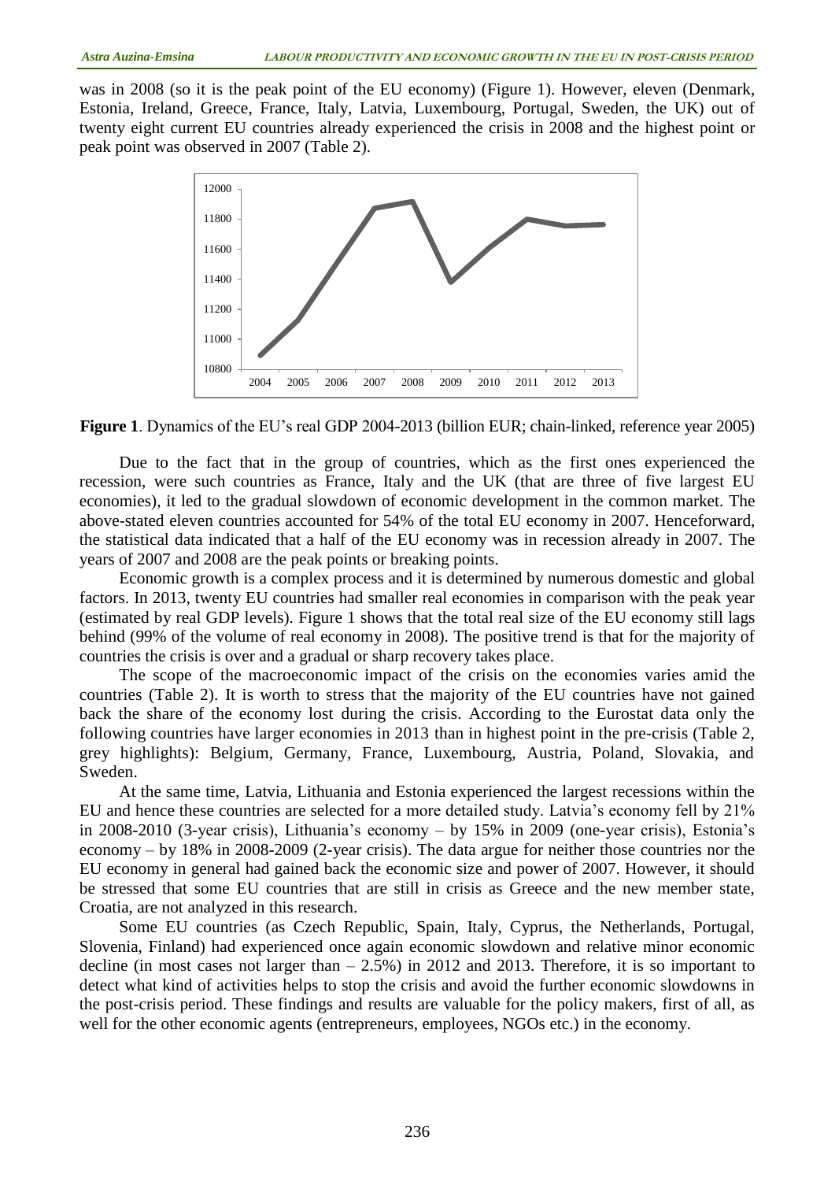was in 2008 (so it is the peak point of the EU economy) (Figure 1). However, eleven (Denmark, Estonia, Ireland, Greece, France, Italy, Latvia, Luxembourg, Portugal, Sweden, the UK) out of twenty eight current EU countries already experienced the crisis in 2008 and the highest point or peak point was observed in 2007 (Table 2).

**Figure 1**. Dynamics of the EU's real GDP 2004-2013 (billion EUR; chain-linked, reference year 2005)

Due to the fact that in the group of countries, which as the first ones experienced the recession, were such countries as France, Italy and the UK (that are three of five largest EU economies), it led to the gradual slowdown of economic development in the common market. The above-stated eleven countries accounted for 54% of the total EU economy in 2007. Henceforward, the statistical data indicated that a half of the EU economy was in recession already in 2007. The years of 2007 and 2008 are the peak points or breaking points.

Economic growth is a complex process and it is determined by numerous domestic and global factors. In 2013, twenty EU countries had smaller real economies in comparison with the peak year (estimated by real GDP levels). Figure 1 shows that the total real size of the EU economy still lags behind (99% of the volume of real economy in 2008). The positive trend is that for the majority of countries the crisis is over and a gradual or sharp recovery takes place.

The scope of the macroeconomic impact of the crisis on the economies varies amid the countries (Table 2). It is worth to stress that the majority of the EU countries have not gained back the share of the economy lost during the crisis. According to the Eurostat data only the following countries have larger economies in 2013 than in highest point in the pre-crisis (Table 2, grey highlights): Belgium, Germany, France, Luxembourg, Austria, Poland, Slovakia, and Sweden.

At the same time, Latvia, Lithuania and Estonia experienced the largest recessions within the EU and hence these countries are selected for a more detailed study. Latvia's economy fell by 21% in 2008-2010 (3-year crisis), Lithuania's economy – by 15% in 2009 (one-year crisis), Estonia's economy – by 18% in 2008-2009 (2-year crisis). The data argue for neither those countries nor the EU economy in general had gained back the economic size and power of 2007. However, it should be stressed that some EU countries that are still in crisis as Greece and the new member state, Croatia, are not analyzed in this research.

Some EU countries (as Czech Republic, Spain, Italy, Cyprus, the Netherlands, Portugal, Slovenia, Finland) had experienced once again economic slowdown and relative minor economic decline (in most cases not larger than – 2.5%) in 2012 and 2013. Therefore, it is so important to detect what kind of activities helps to stop the crisis and avoid the further economic slowdowns in the post-crisis period. These findings and results are valuable for the policy makers, first of all, as well for the other economic agents (entrepreneurs, employees, NGOs etc.) in the economy.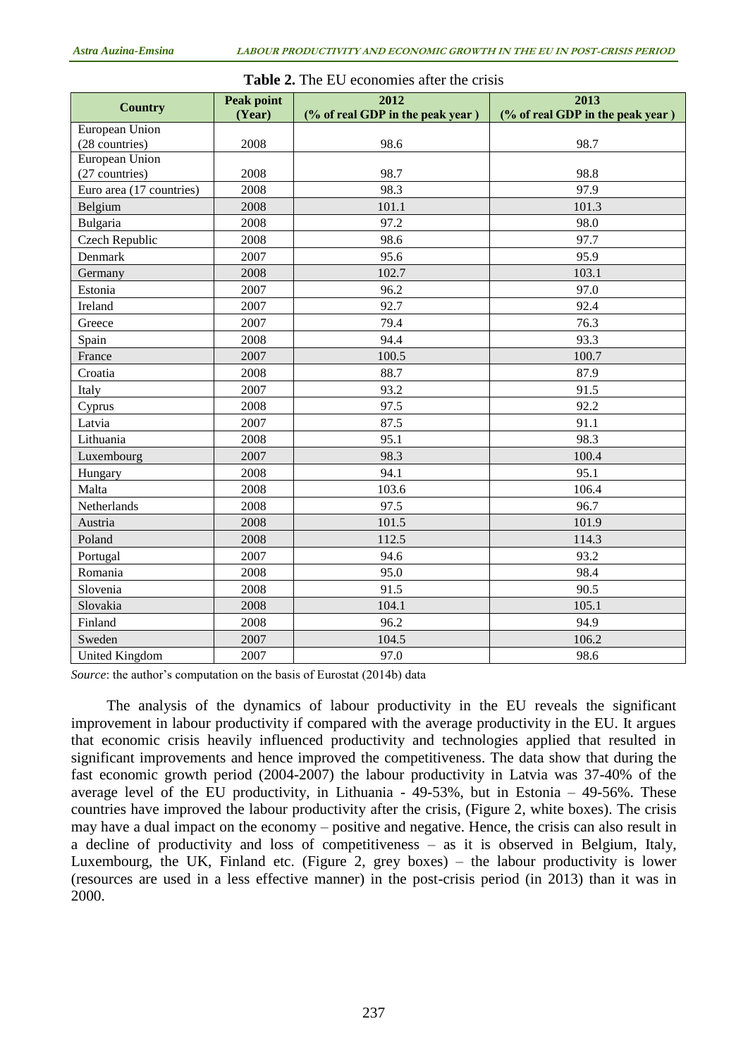**Table 2.** The EU economies after the crisis

| Country | Peak point (Year) | 2012 (% of real GDP in the peak year ) | 2013 (% of real GDP in the peak year ) |
|---|---|---|---|
| European Union (28 countries) | 2008 | 98.6 | 98.7 |
| European Union (27 countries) | 2008 | 98.7 | 98.8 |
| Euro area (17 countries) | 2008 | 98.3 | 97.9 |
| Belgium | 2008 | 101.1 | 101.3 |
| Bulgaria | 2008 | 97.2 | 98.0 |
| Czech Republic | 2008 | 98.6 | 97.7 |
| Denmark | 2007 | 95.6 | 95.9 |
| Germany | 2008 | 102.7 | 103.1 |
| Estonia | 2007 | 96.2 | 97.0 |
| Ireland | 2007 | 92.7 | 92.4 |
| Greece | 2007 | 79.4 | 76.3 |
| Spain | 2008 | 94.4 | 93.3 |
| France | 2007 | 100.5 | 100.7 |
| Croatia | 2008 | 88.7 | 87.9 |
| Italy | 2007 | 93.2 | 91.5 |
| Cyprus | 2008 | 97.5 | 92.2 |
| Latvia | 2007 | 87.5 | 91.1 |
| Lithuania | 2008 | 95.1 | 98.3 |
| Luxembourg | 2007 | 98.3 | 100.4 |
| Hungary | 2008 | 94.1 | 95.1 |
| Malta | 2008 | 103.6 | 106.4 |
| Netherlands | 2008 | 97.5 | 96.7 |
| Austria | 2008 | 101.5 | 101.9 |
| Poland | 2008 | 112.5 | 114.3 |
| Portugal | 2007 | 94.6 | 93.2 |
| Romania | 2008 | 95.0 | 98.4 |
| Slovenia | 2008 | 91.5 | 90.5 |
| Slovakia | 2008 | 104.1 | 105.1 |
| Finland | 2008 | 96.2 | 94.9 |
| Sweden | 2007 | 104.5 | 106.2 |
| United Kingdom | 2007 | 97.0 | 98.6 |

*Source*: the author's computation on the basis of Eurostat (2014b) data

The analysis of the dynamics of labour productivity in the EU reveals the significant improvement in labour productivity if compared with the average productivity in the EU. It argues that economic crisis heavily influenced productivity and technologies applied that resulted in significant improvements and hence improved the competitiveness. The data show that during the fast economic growth period (2004-2007) the labour productivity in Latvia was 37-40% of the average level of the EU productivity, in Lithuania - 49-53%, but in Estonia – 49-56%. These countries have improved the labour productivity after the crisis, (Figure 2, white boxes). The crisis may have a dual impact on the economy – positive and negative. Hence, the crisis can also result in a decline of productivity and loss of competitiveness – as it is observed in Belgium, Italy, Luxembourg, the UK, Finland etc. (Figure 2, grey boxes) – the labour productivity is lower (resources are used in a less effective manner) in the post-crisis period (in 2013) than it was in 2000.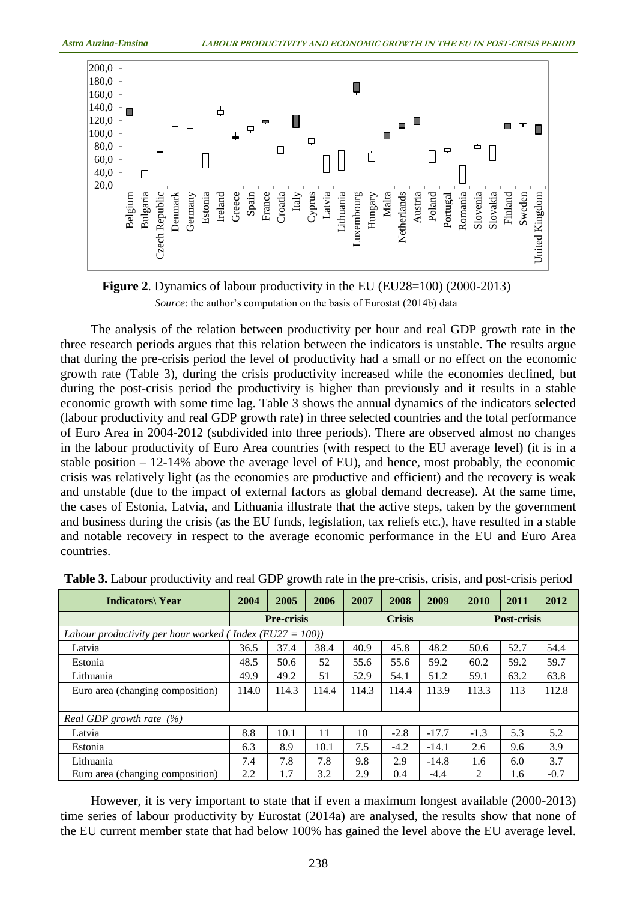**Figure 2**. Dynamics of labour productivity in the EU (EU28=100) (2000-2013)

*Source*: the author's computation on the basis of Eurostat (2014b) data

The analysis of the relation between productivity per hour and real GDP growth rate in the three research periods argues that this relation between the indicators is unstable. The results argue that during the pre-crisis period the level of productivity had a small or no effect on the economic growth rate (Table 3), during the crisis productivity increased while the economies declined, but during the post-crisis period the productivity is higher than previously and it results in a stable economic growth with some time lag. Table 3 shows the annual dynamics of the indicators selected (labour productivity and real GDP growth rate) in three selected countries and the total performance of Euro Area in 2004-2012 (subdivided into three periods). There are observed almost no changes in the labour productivity of Euro Area countries (with respect to the EU average level) (it is in a stable position – 12-14% above the average level of EU), and hence, most probably, the economic crisis was relatively light (as the economies are productive and efficient) and the recovery is weak and unstable (due to the impact of external factors as global demand decrease). At the same time, the cases of Estonia, Latvia, and Lithuania illustrate that the active steps, taken by the government and business during the crisis (as the EU funds, legislation, tax reliefs etc.), have resulted in a stable and notable recovery in respect to the average economic performance in the EU and Euro Area countries.

**Table 3.** Labour productivity and real GDP growth rate in the pre-crisis, crisis, and post-crisis period

| Indicators\ Year | 2004 | 2005 | 2006 | 2007 | 2008 | 2009 | 2010 | 2011 | 2012 |
|---|---|---|---|---|---|---|---|---|---|
| | Pre-crisis | | | Crisis | | | Post-crisis | | |
| *Labour productivity per hour worked ( Index (EU27 = 100))* | | | | | | | | | |
| Latvia | 36.5 | 37.4 | 38.4 | 40.9 | 45.8 | 48.2 | 50.6 | 52.7 | 54.4 |
| Estonia | 48.5 | 50.6 | 52 | 55.6 | 55.6 | 59.2 | 60.2 | 59.2 | 59.7 |
| Lithuania | 49.9 | 49.2 | 51 | 52.9 | 54.1 | 51.2 | 59.1 | 63.2 | 63.8 |
| Euro area (changing composition) | 114.0 | 114.3 | 114.4 | 114.3 | 114.4 | 113.9 | 113.3 | 113 | 112.8 |
| | | | | | | | | | |
| *Real GDP growth rate (%)* | | | | | | | | | |
| Latvia | 8.8 | 10.1 | 11 | 10 | -2.8 | -17.7 | -1.3 | 5.3 | 5.2 |
| Estonia | 6.3 | 8.9 | 10.1 | 7.5 | -4.2 | -14.1 | 2.6 | 9.6 | 3.9 |
| Lithuania | 7.4 | 7.8 | 7.8 | 9.8 | 2.9 | -14.8 | 1.6 | 6.0 | 3.7 |
| Euro area (changing composition) | 2.2 | 1.7 | 3.2 | 2.9 | 0.4 | -4.4 | 2 | 1.6 | -0.7 |

However, it is very important to state that if even a maximum longest available (2000-2013) time series of labour productivity by Eurostat (2014a) are analysed, the results show that none of the EU current member state that had below 100% has gained the level above the EU average level.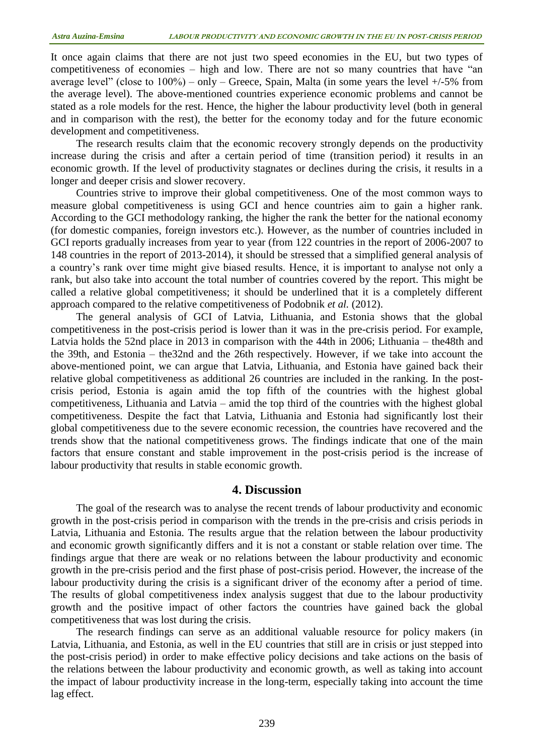It once again claims that there are not just two speed economies in the EU, but two types of competitiveness of economies – high and low. There are not so many countries that have "an average level" (close to 100%) – only – Greece, Spain, Malta (in some years the level +/-5% from the average level). The above-mentioned countries experience economic problems and cannot be stated as a role models for the rest. Hence, the higher the labour productivity level (both in general and in comparison with the rest), the better for the economy today and for the future economic development and competitiveness.

The research results claim that the economic recovery strongly depends on the productivity increase during the crisis and after a certain period of time (transition period) it results in an economic growth. If the level of productivity stagnates or declines during the crisis, it results in a longer and deeper crisis and slower recovery.

Countries strive to improve their global competitiveness. One of the most common ways to measure global competitiveness is using GCI and hence countries aim to gain a higher rank. According to the GCI methodology ranking, the higher the rank the better for the national economy (for domestic companies, foreign investors etc.). However, as the number of countries included in GCI reports gradually increases from year to year (from 122 countries in the report of 2006-2007 to 148 countries in the report of 2013-2014), it should be stressed that a simplified general analysis of a country's rank over time might give biased results. Hence, it is important to analyse not only a rank, but also take into account the total number of countries covered by the report. This might be called a relative global competitiveness; it should be underlined that it is a completely different approach compared to the relative competitiveness of Podobnik *et al.* (2012).

The general analysis of GCI of Latvia, Lithuania, and Estonia shows that the global competitiveness in the post-crisis period is lower than it was in the pre-crisis period. For example, Latvia holds the 52nd place in 2013 in comparison with the 44th in 2006; Lithuania – the48th and the 39th, and Estonia – the32nd and the 26th respectively. However, if we take into account the above-mentioned point, we can argue that Latvia, Lithuania, and Estonia have gained back their relative global competitiveness as additional 26 countries are included in the ranking. In the post-crisis period, Estonia is again amid the top fifth of the countries with the highest global competitiveness, Lithuania and Latvia – amid the top third of the countries with the highest global competitiveness. Despite the fact that Latvia, Lithuania and Estonia had significantly lost their global competitiveness due to the severe economic recession, the countries have recovered and the trends show that the national competitiveness grows. The findings indicate that one of the main factors that ensure constant and stable improvement in the post-crisis period is the increase of labour productivity that results in stable economic growth.

## 4. Discussion

The goal of the research was to analyse the recent trends of labour productivity and economic growth in the post-crisis period in comparison with the trends in the pre-crisis and crisis periods in Latvia, Lithuania and Estonia. The results argue that the relation between the labour productivity and economic growth significantly differs and it is not a constant or stable relation over time. The findings argue that there are weak or no relations between the labour productivity and economic growth in the pre-crisis period and the first phase of post-crisis period. However, the increase of the labour productivity during the crisis is a significant driver of the economy after a period of time. The results of global competitiveness index analysis suggest that due to the labour productivity growth and the positive impact of other factors the countries have gained back the global competitiveness that was lost during the crisis.

The research findings can serve as an additional valuable resource for policy makers (in Latvia, Lithuania, and Estonia, as well in the EU countries that still are in crisis or just stepped into the post-crisis period) in order to make effective policy decisions and take actions on the basis of the relations between the labour productivity and economic growth, as well as taking into account the impact of labour productivity increase in the long-term, especially taking into account the time lag effect.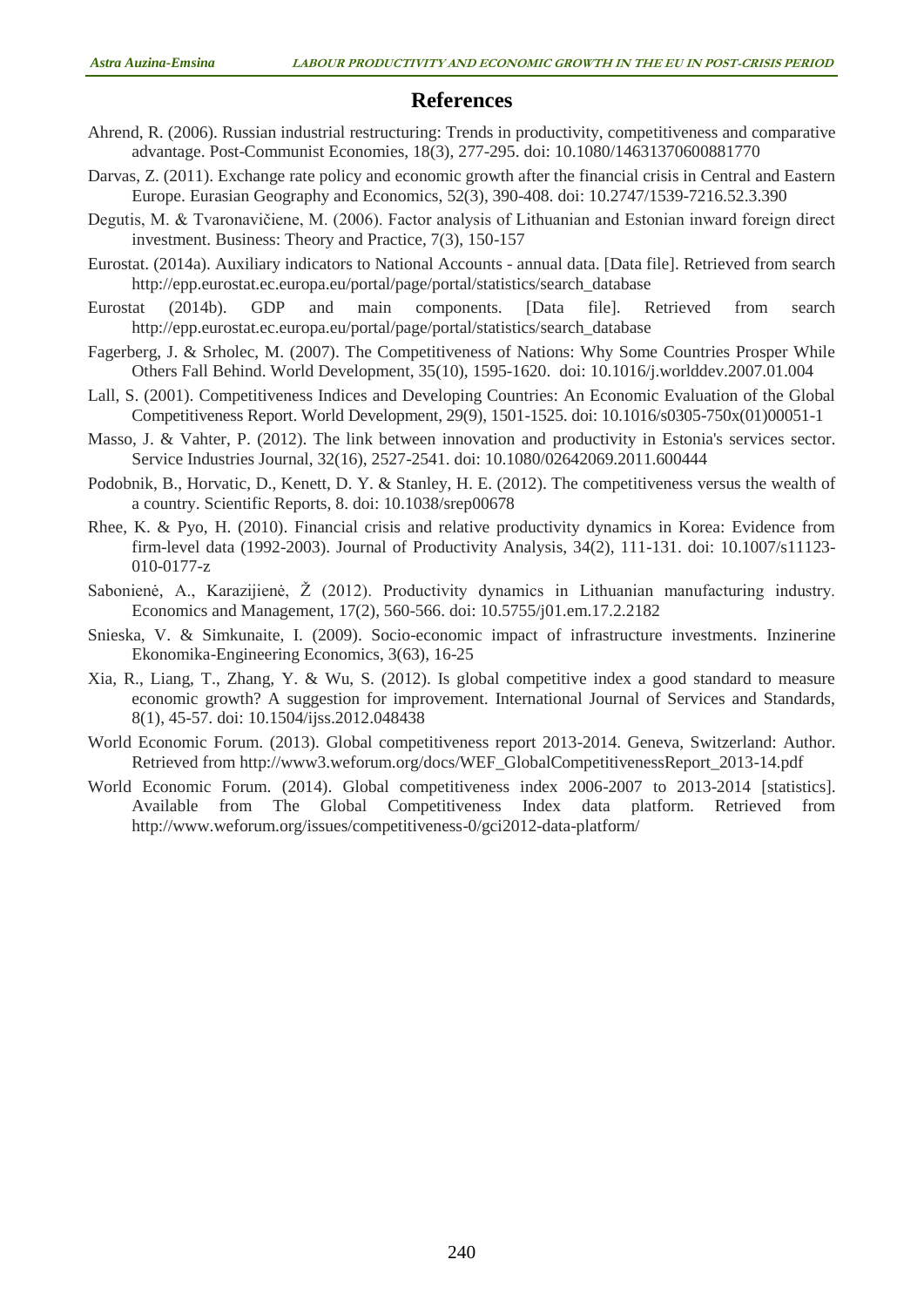## References

Ahrend, R. (2006). Russian industrial restructuring: Trends in productivity, competitiveness and comparative advantage. Post-Communist Economies, 18(3), 277-295. doi: 10.1080/14631370600881770

Darvas, Z. (2011). Exchange rate policy and economic growth after the financial crisis in Central and Eastern Europe. Eurasian Geography and Economics, 52(3), 390-408. doi: 10.2747/1539-7216.52.3.390

Degutis, M. & Tvaronavičiene, M. (2006). Factor analysis of Lithuanian and Estonian inward foreign direct investment. Business: Theory and Practice, 7(3), 150-157

Eurostat. (2014a). Auxiliary indicators to National Accounts - annual data. [Data file]. Retrieved from search http://epp.eurostat.ec.europa.eu/portal/page/portal/statistics/search_database

Eurostat (2014b). GDP and main components. [Data file]. Retrieved from search http://epp.eurostat.ec.europa.eu/portal/page/portal/statistics/search_database

Fagerberg, J. & Srholec, M. (2007). The Competitiveness of Nations: Why Some Countries Prosper While Others Fall Behind. World Development, 35(10), 1595-1620. doi: 10.1016/j.worlddev.2007.01.004

Lall, S. (2001). Competitiveness Indices and Developing Countries: An Economic Evaluation of the Global Competitiveness Report. World Development, 29(9), 1501-1525. doi: 10.1016/s0305-750x(01)00051-1

Masso, J. & Vahter, P. (2012). The link between innovation and productivity in Estonia's services sector. Service Industries Journal, 32(16), 2527-2541. doi: 10.1080/02642069.2011.600444

Podobnik, B., Horvatic, D., Kenett, D. Y. & Stanley, H. E. (2012). The competitiveness versus the wealth of a country. Scientific Reports, 8. doi: 10.1038/srep00678

Rhee, K. & Pyo, H. (2010). Financial crisis and relative productivity dynamics in Korea: Evidence from firm-level data (1992-2003). Journal of Productivity Analysis, 34(2), 111-131. doi: 10.1007/s11123-010-0177-z

Sabonienė, A., Karazijienė, Ž (2012). Productivity dynamics in Lithuanian manufacturing industry. Economics and Management, 17(2), 560-566. doi: 10.5755/j01.em.17.2.2182

Snieska, V. & Simkunaite, I. (2009). Socio-economic impact of infrastructure investments. Inzinerine Ekonomika-Engineering Economics, 3(63), 16-25

Xia, R., Liang, T., Zhang, Y. & Wu, S. (2012). Is global competitive index a good standard to measure economic growth? A suggestion for improvement. International Journal of Services and Standards, 8(1), 45-57. doi: 10.1504/ijss.2012.048438

World Economic Forum. (2013). Global competitiveness report 2013-2014. Geneva, Switzerland: Author. Retrieved from http://www3.weforum.org/docs/WEF_GlobalCompetitivenessReport_2013-14.pdf

World Economic Forum. (2014). Global competitiveness index 2006-2007 to 2013-2014 [statistics]. Available from The Global Competitiveness Index data platform. Retrieved from http://www.weforum.org/issues/competitiveness-0/gci2012-data-platform/